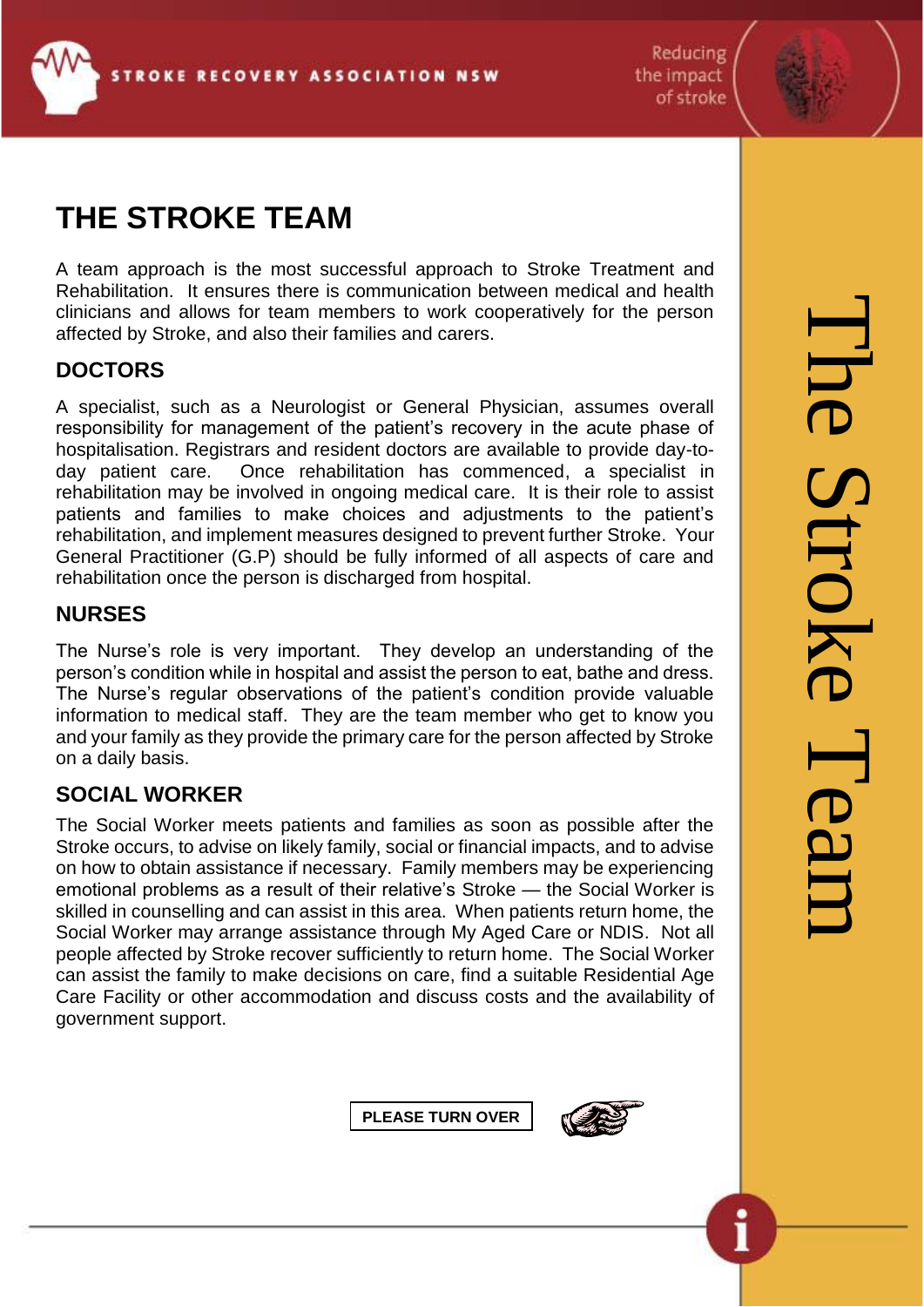# THE STROKE TEAM

A team approach is the most successful approach to Stroke Treatment and Rehabilitation. It ensures there is communication between medical and health clinicians and allows for team members to work cooperatively for the person affected by Stroke, and also their families and carers.

## DOCTORS

A specialist, such as a Neurologist or General Physician, assumes overall responsibility for management of the patient's recovery in the acute phase of hospitalisation. Registrars and resident doctors are available to provide day-to-day patient care. Once rehabilitation has commenced, a specialist in rehabilitation may be involved in ongoing medical care. It is their role to assist patients and families to make choices and adjustments to the patient's rehabilitation, and implement measures designed to prevent further Stroke. Your General Practitioner (G.P) should be fully informed of all aspects of care and rehabilitation once the person is discharged from hospital.

## NURSES

The Nurse's role is very important. They develop an understanding of the person's condition while in hospital and assist the person to eat, bathe and dress. The Nurse's regular observations of the patient's condition provide valuable information to medical staff. They are the team member who get to know you and your family as they provide the primary care for the person affected by Stroke on a daily basis.

## SOCIAL WORKER

The Social Worker meets patients and families as soon as possible after the Stroke occurs, to advise on likely family, social or financial impacts, and to advise on how to obtain assistance if necessary. Family members may be experiencing emotional problems as a result of their relative's Stroke — the Social Worker is skilled in counselling and can assist in this area. When patients return home, the Social Worker may arrange assistance through My Aged Care or NDIS. Not all people affected by Stroke recover sufficiently to return home. The Social Worker can assist the family to make decisions on care, find a suitable Residential Age Care Facility or other accommodation and discuss costs and the availability of government support.

**PLEASE TURN OVER**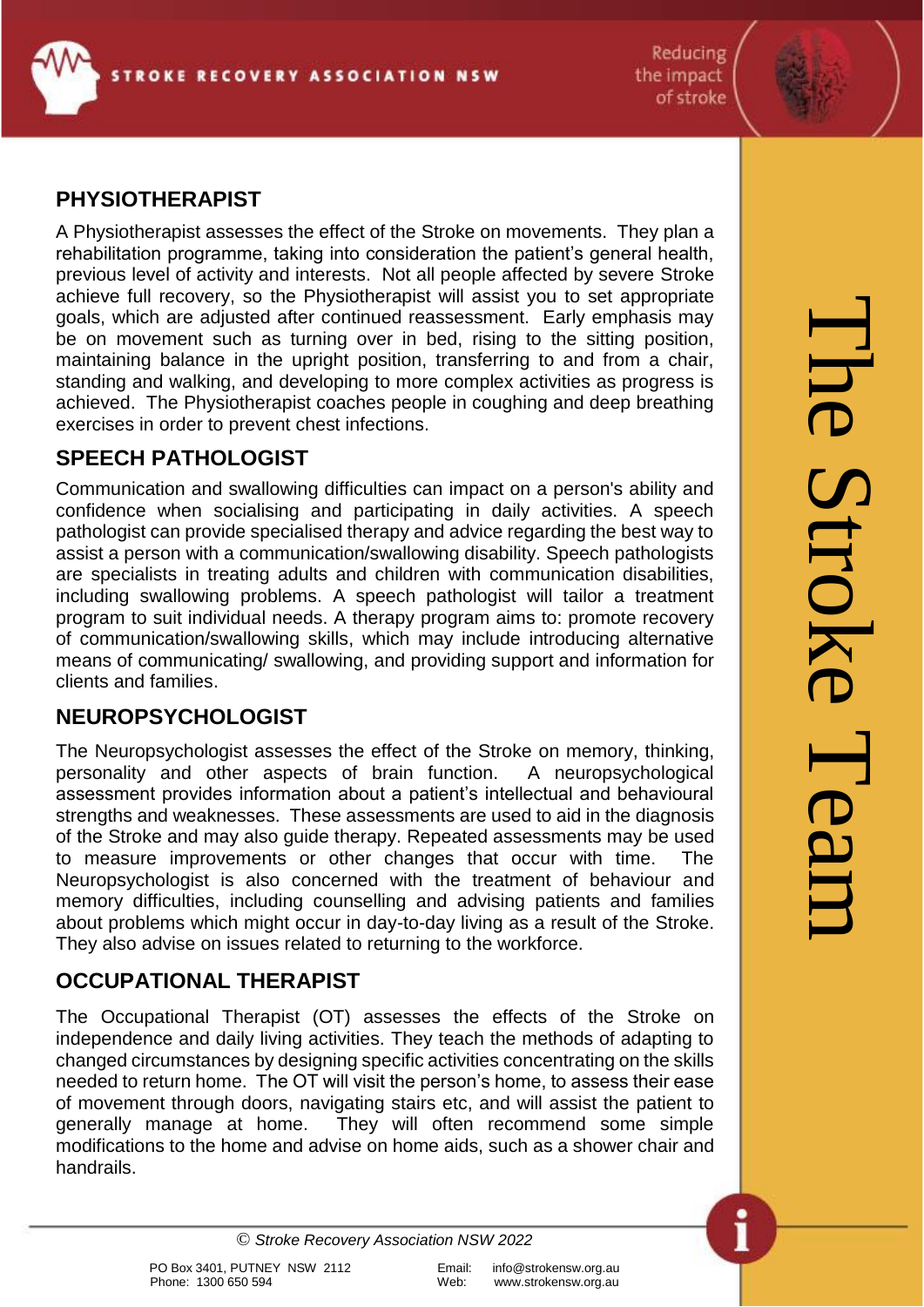## PHYSIOTHERAPIST

A Physiotherapist assesses the effect of the Stroke on movements. They plan a rehabilitation programme, taking into consideration the patient's general health, previous level of activity and interests. Not all people affected by severe Stroke achieve full recovery, so the Physiotherapist will assist you to set appropriate goals, which are adjusted after continued reassessment. Early emphasis may be on movement such as turning over in bed, rising to the sitting position, maintaining balance in the upright position, transferring to and from a chair, standing and walking, and developing to more complex activities as progress is achieved. The Physiotherapist coaches people in coughing and deep breathing exercises in order to prevent chest infections.

## SPEECH PATHOLOGIST

Communication and swallowing difficulties can impact on a person's ability and confidence when socialising and participating in daily activities. A speech pathologist can provide specialised therapy and advice regarding the best way to assist a person with a communication/swallowing disability. Speech pathologists are specialists in treating adults and children with communication disabilities, including swallowing problems. A speech pathologist will tailor a treatment program to suit individual needs. A therapy program aims to: promote recovery of communication/swallowing skills, which may include introducing alternative means of communicating/ swallowing, and providing support and information for clients and families.

## NEUROPSYCHOLOGIST

The Neuropsychologist assesses the effect of the Stroke on memory, thinking, personality and other aspects of brain function. A neuropsychological assessment provides information about a patient's intellectual and behavioural strengths and weaknesses. These assessments are used to aid in the diagnosis of the Stroke and may also guide therapy. Repeated assessments may be used to measure improvements or other changes that occur with time. The Neuropsychologist is also concerned with the treatment of behaviour and memory difficulties, including counselling and advising patients and families about problems which might occur in day-to-day living as a result of the Stroke. They also advise on issues related to returning to the workforce.

## OCCUPATIONAL THERAPIST

The Occupational Therapist (OT) assesses the effects of the Stroke on independence and daily living activities. They teach the methods of adapting to changed circumstances by designing specific activities concentrating on the skills needed to return home. The OT will visit the person's home, to assess their ease of movement through doors, navigating stairs etc, and will assist the patient to generally manage at home. They will often recommend some simple modifications to the home and advise on home aids, such as a shower chair and handrails.